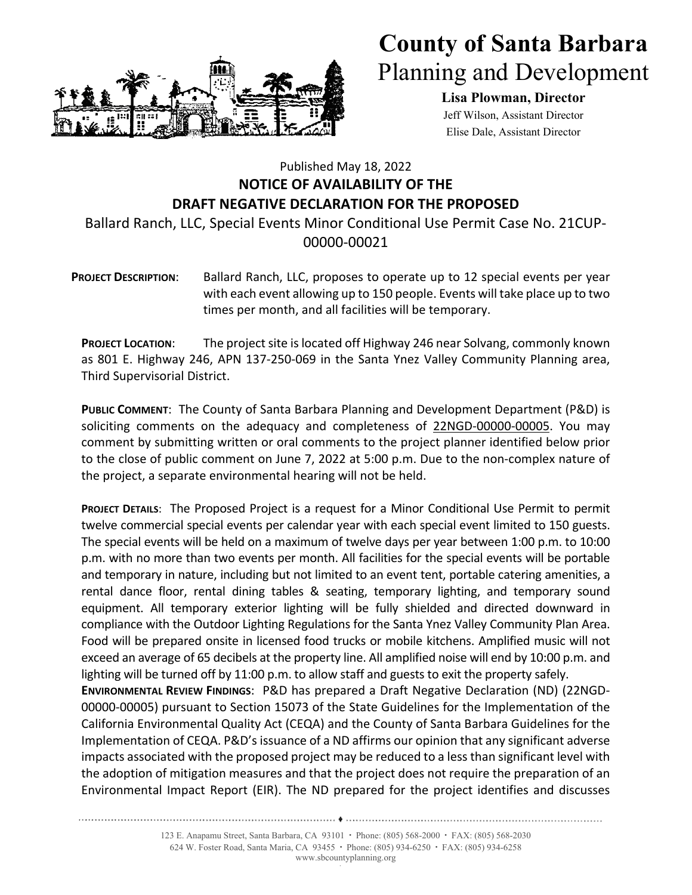# County of Santa Barbara
## Planning and Development

**Lisa Plowman, Director**
Jeff Wilson, Assistant Director
Elise Dale, Assistant Director

Published May 18, 2022

**NOTICE OF AVAILABILITY OF THE DRAFT NEGATIVE DECLARATION FOR THE PROPOSED**

Ballard Ranch, LLC, Special Events Minor Conditional Use Permit Case No. 21CUP-00000-00021

**PROJECT DESCRIPTION**: Ballard Ranch, LLC, proposes to operate up to 12 special events per year with each event allowing up to 150 people. Events will take place up to two times per month, and all facilities will be temporary.

**PROJECT LOCATION**: The project site is located off Highway 246 near Solvang, commonly known as 801 E. Highway 246, APN 137-250-069 in the Santa Ynez Valley Community Planning area, Third Supervisorial District.

**PUBLIC COMMENT**: The County of Santa Barbara Planning and Development Department (P&D) is soliciting comments on the adequacy and completeness of 22NGD-00000-00005. You may comment by submitting written or oral comments to the project planner identified below prior to the close of public comment on June 7, 2022 at 5:00 p.m. Due to the non-complex nature of the project, a separate environmental hearing will not be held.

**PROJECT DETAILS**: The Proposed Project is a request for a Minor Conditional Use Permit to permit twelve commercial special events per calendar year with each special event limited to 150 guests. The special events will be held on a maximum of twelve days per year between 1:00 p.m. to 10:00 p.m. with no more than two events per month. All facilities for the special events will be portable and temporary in nature, including but not limited to an event tent, portable catering amenities, a rental dance floor, rental dining tables & seating, temporary lighting, and temporary sound equipment. All temporary exterior lighting will be fully shielded and directed downward in compliance with the Outdoor Lighting Regulations for the Santa Ynez Valley Community Plan Area. Food will be prepared onsite in licensed food trucks or mobile kitchens. Amplified music will not exceed an average of 65 decibels at the property line. All amplified noise will end by 10:00 p.m. and lighting will be turned off by 11:00 p.m. to allow staff and guests to exit the property safely.

**ENVIRONMENTAL REVIEW FINDINGS**: P&D has prepared a Draft Negative Declaration (ND) (22NGD-00000-00005) pursuant to Section 15073 of the State Guidelines for the Implementation of the California Environmental Quality Act (CEQA) and the County of Santa Barbara Guidelines for the Implementation of CEQA. P&D's issuance of a ND affirms our opinion that any significant adverse impacts associated with the proposed project may be reduced to a less than significant level with the adoption of mitigation measures and that the project does not require the preparation of an Environmental Impact Report (EIR). The ND prepared for the project identifies and discusses

123 E. Anapamu Street, Santa Barbara, CA 93101 • Phone: (805) 568-2000 • FAX: (805) 568-2030
624 W. Foster Road, Santa Maria, CA 93455 • Phone: (805) 934-6250 • FAX: (805) 934-6258
www.sbcountyplanning.org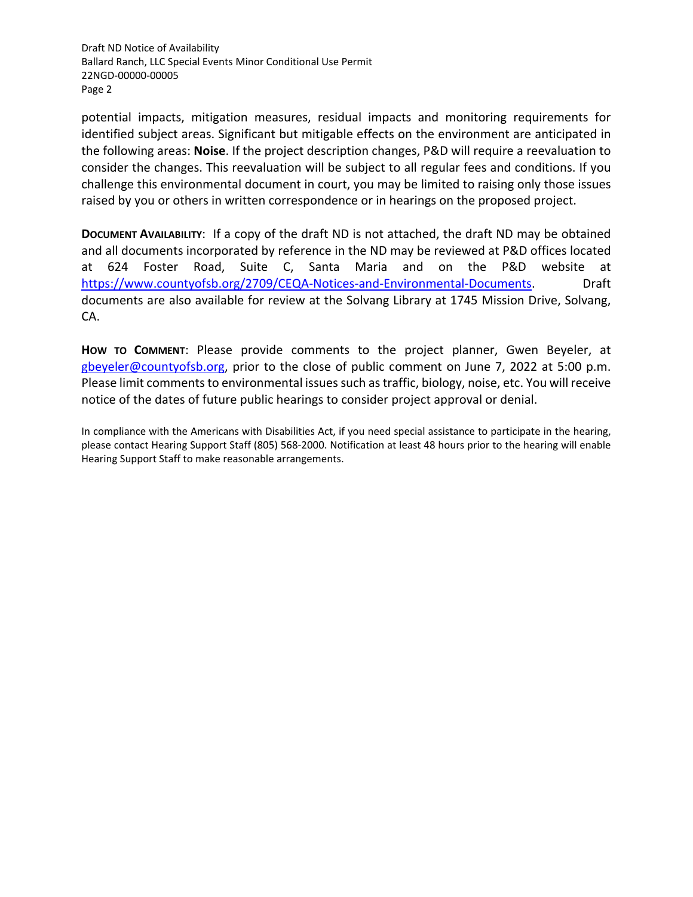potential impacts, mitigation measures, residual impacts and monitoring requirements for identified subject areas. Significant but mitigable effects on the environment are anticipated in the following areas: **Noise**. If the project description changes, P&D will require a reevaluation to consider the changes. This reevaluation will be subject to all regular fees and conditions. If you challenge this environmental document in court, you may be limited to raising only those issues raised by you or others in written correspondence or in hearings on the proposed project.

**DOCUMENT AVAILABILITY**: If a copy of the draft ND is not attached, the draft ND may be obtained and all documents incorporated by reference in the ND may be reviewed at P&D offices located at 624 Foster Road, Suite C, Santa Maria and on the P&D website at https://www.countyofsb.org/2709/CEQA-Notices-and-Environmental-Documents. Draft documents are also available for review at the Solvang Library at 1745 Mission Drive, Solvang, CA.

**HOW TO COMMENT**: Please provide comments to the project planner, Gwen Beyeler, at gbeyeler@countyofsb.org, prior to the close of public comment on June 7, 2022 at 5:00 p.m. Please limit comments to environmental issues such as traffic, biology, noise, etc. You will receive notice of the dates of future public hearings to consider project approval or denial.

In compliance with the Americans with Disabilities Act, if you need special assistance to participate in the hearing, please contact Hearing Support Staff (805) 568-2000. Notification at least 48 hours prior to the hearing will enable Hearing Support Staff to make reasonable arrangements.